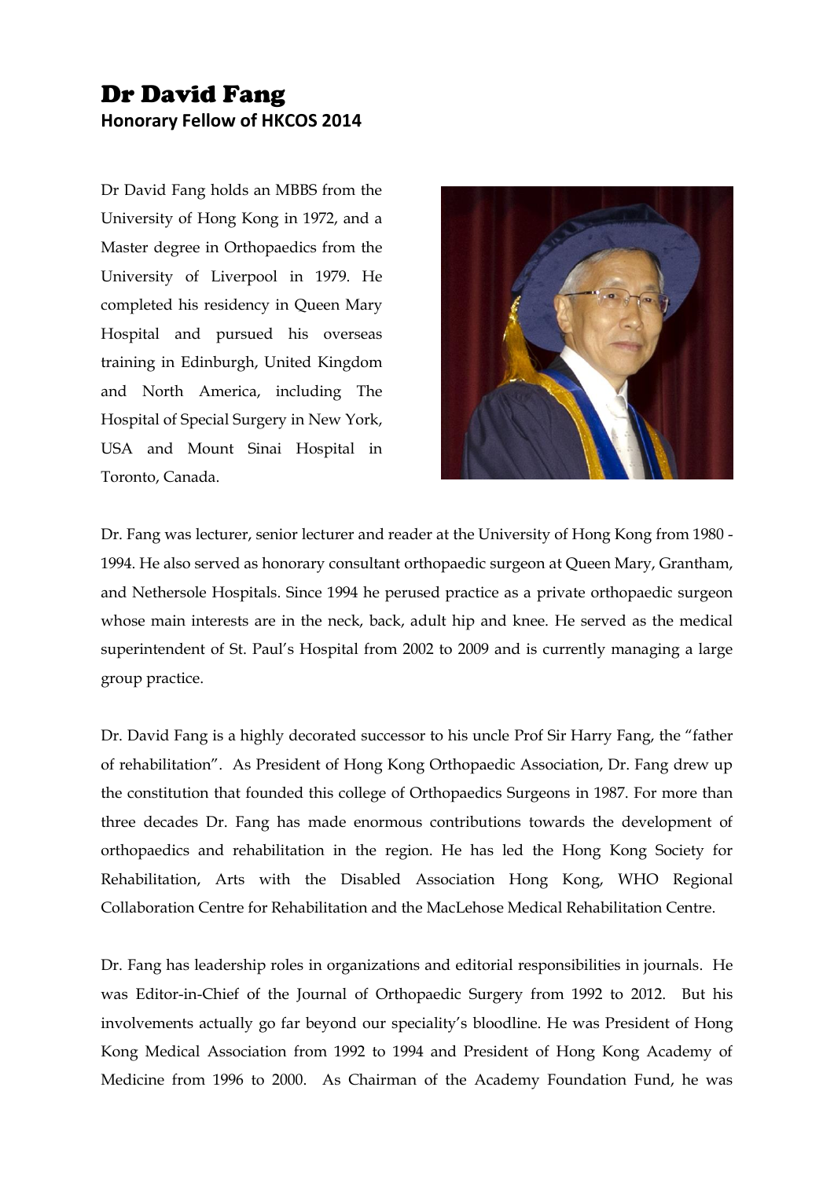# Dr David Fang

**Honorary Fellow of HKCOS 2014**

Dr David Fang holds an MBBS from the University of Hong Kong in 1972, and a Master degree in Orthopaedics from the University of Liverpool in 1979. He completed his residency in Queen Mary Hospital and pursued his overseas training in Edinburgh, United Kingdom and North America, including The Hospital of Special Surgery in New York, USA and Mount Sinai Hospital in Toronto, Canada.

Dr. Fang was lecturer, senior lecturer and reader at the University of Hong Kong from 1980 - 1994. He also served as honorary consultant orthopaedic surgeon at Queen Mary, Grantham, and Nethersole Hospitals. Since 1994 he perused practice as a private orthopaedic surgeon whose main interests are in the neck, back, adult hip and knee. He served as the medical superintendent of St. Paul's Hospital from 2002 to 2009 and is currently managing a large group practice.

Dr. David Fang is a highly decorated successor to his uncle Prof Sir Harry Fang, the "father of rehabilitation". As President of Hong Kong Orthopaedic Association, Dr. Fang drew up the constitution that founded this college of Orthopaedics Surgeons in 1987. For more than three decades Dr. Fang has made enormous contributions towards the development of orthopaedics and rehabilitation in the region. He has led the Hong Kong Society for Rehabilitation, Arts with the Disabled Association Hong Kong, WHO Regional Collaboration Centre for Rehabilitation and the MacLehose Medical Rehabilitation Centre.

Dr. Fang has leadership roles in organizations and editorial responsibilities in journals. He was Editor-in-Chief of the Journal of Orthopaedic Surgery from 1992 to 2012. But his involvements actually go far beyond our speciality's bloodline. He was President of Hong Kong Medical Association from 1992 to 1994 and President of Hong Kong Academy of Medicine from 1996 to 2000. As Chairman of the Academy Foundation Fund, he was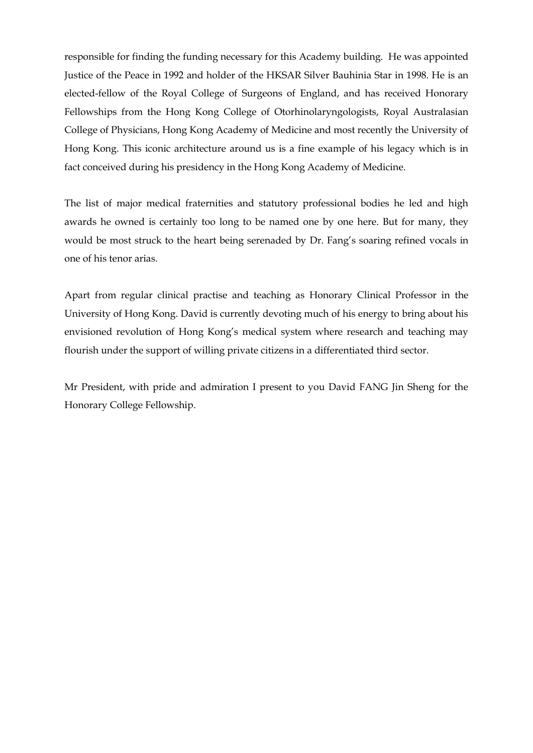responsible for finding the funding necessary for this Academy building. He was appointed Justice of the Peace in 1992 and holder of the HKSAR Silver Bauhinia Star in 1998. He is an elected-fellow of the Royal College of Surgeons of England, and has received Honorary Fellowships from the Hong Kong College of Otorhinolaryngologists, Royal Australasian College of Physicians, Hong Kong Academy of Medicine and most recently the University of Hong Kong. This iconic architecture around us is a fine example of his legacy which is in fact conceived during his presidency in the Hong Kong Academy of Medicine.

The list of major medical fraternities and statutory professional bodies he led and high awards he owned is certainly too long to be named one by one here. But for many, they would be most struck to the heart being serenaded by Dr. Fang's soaring refined vocals in one of his tenor arias.

Apart from regular clinical practise and teaching as Honorary Clinical Professor in the University of Hong Kong. David is currently devoting much of his energy to bring about his envisioned revolution of Hong Kong's medical system where research and teaching may flourish under the support of willing private citizens in a differentiated third sector.

Mr President, with pride and admiration I present to you David FANG Jin Sheng for the Honorary College Fellowship.